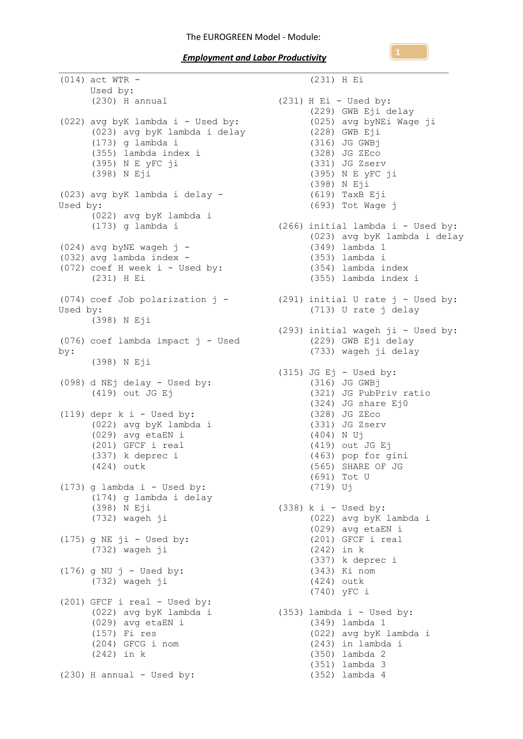The EUROGREEN Model - Module:

***Employment and Labor Productivity***

```
(014) act WTR -
      Used by:
      (230) H annual

(022) avg byK lambda i - Used by:
      (023) avg byK lambda i delay
      (173) g lambda i
      (355) lambda index i
      (395) N E yFC ji
      (398) N Eji

(023) avg byK lambda i delay -
Used by:
      (022) avg byK lambda i
      (173) g lambda i

(024) avg byNE wageh j -
(032) avg lambda index -
(072) coef H week i - Used by:
      (231) H Ei

(074) coef Job polarization j -
Used by:
      (398) N Eji

(076) coef lambda impact j - Used
by:
      (398) N Eji

(098) d NEj delay - Used by:
      (419) out JG Ej

(119) depr k i - Used by:
      (022) avg byK lambda i
      (029) avg etaEN i
      (201) GFCF i real
      (337) k deprec i
      (424) outk

(173) g lambda i - Used by:
      (174) g lambda i delay
      (398) N Eji
      (732) wageh ji

(175) g NE ji - Used by:
      (732) wageh ji

(176) g NU j - Used by:
      (732) wageh ji

(201) GFCF i real - Used by:
      (022) avg byK lambda i
      (029) avg etaEN i
      (157) Fi res
      (204) GFCG i nom
      (242) in k

(230) H annual - Used by:
      (231) H Ei

(231) H Ei - Used by:
      (229) GWB Eji delay
      (025) avg byNEi Wage ji
      (228) GWB Eji
      (316) JG GWBj
      (328) JG ZEco
      (331) JG Zserv
      (395) N E yFC ji
      (398) N Eji
      (619) TaxB Eji
      (693) Tot Wage j

(266) initial lambda i - Used by:
      (023) avg byK lambda i delay
      (349) lambda 1
      (353) lambda i
      (354) lambda index
      (355) lambda index i

(291) initial U rate j - Used by:
      (713) U rate j delay

(293) initial wageh ji - Used by:
      (229) GWB Eji delay
      (733) wageh ji delay

(315) JG Ej - Used by:
      (316) JG GWBj
      (321) JG PubPriv ratio
      (324) JG share Ej0
      (328) JG ZEco
      (331) JG Zserv
      (404) N Uj
      (419) out JG Ej
      (463) pop for gini
      (565) SHARE OF JG
      (691) Tot U
      (719) Uj

(338) k i - Used by:
      (022) avg byK lambda i
      (029) avg etaEN i
      (201) GFCF i real
      (242) in k
      (337) k deprec i
      (343) Ki nom
      (424) outk
      (740) yFC i

(353) lambda i - Used by:
      (349) lambda 1
      (022) avg byK lambda i
      (243) in lambda i
      (350) lambda 2
      (351) lambda 3
      (352) lambda 4
```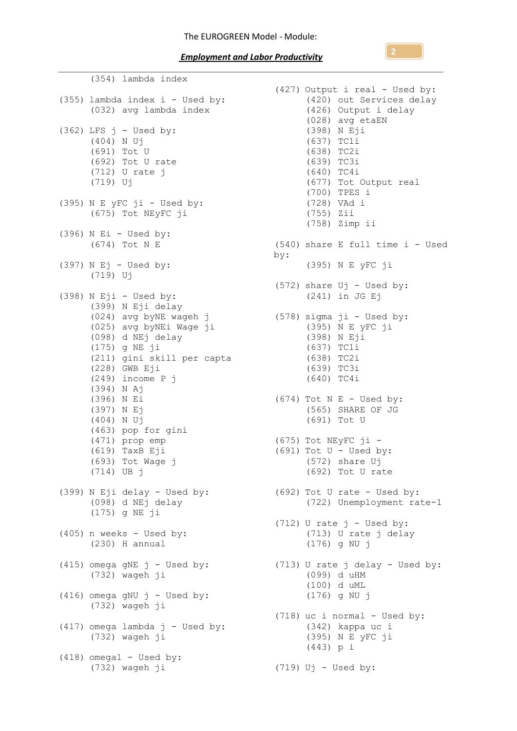(354) lambda index

(355) lambda index i - Used by:
    (032) avg lambda index

(362) LFS j - Used by:
    (404) N Uj
    (691) Tot U
    (692) Tot U rate
    (712) U rate j
    (719) Uj

(395) N E yFC ji - Used by:
    (675) Tot NEyFC ji

(396) N Ei - Used by:
    (674) Tot N E

(397) N Ej - Used by:
    (719) Uj

(398) N Eji - Used by:
    (399) N Eji delay
    (024) avg byNE wageh j
    (025) avg byNEi Wage ji
    (098) d NEj delay
    (175) g NE ji
    (211) gini skill per capta
    (228) GWB Eji
    (249) income P j
    (394) N Aj
    (396) N Ei
    (397) N Ej
    (404) N Uj
    (463) pop for gini
    (471) prop emp
    (619) TaxB Eji
    (693) Tot Wage j
    (714) UB j

(399) N Eji delay - Used by:
    (098) d NEj delay
    (175) g NE ji

(405) n weeks - Used by:
    (230) H annual

(415) omega gNE j - Used by:
    (732) wageh ji

(416) omega gNU j - Used by:
    (732) wageh ji

(417) omega lambda j - Used by:
    (732) wageh ji

(418) omega1 - Used by:
    (732) wageh ji

(427) Output i real - Used by:
    (420) out Services delay
    (426) Output i delay
    (028) avg etaEN
    (398) N Eji
    (637) TC1i
    (638) TC2i
    (639) TC3i
    (640) TC4i
    (677) Tot Output real
    (700) TPES i
    (728) VAd i
    (755) Zii
    (758) Zimp ii

(540) share E full time i - Used by:
    (395) N E yFC ji

(572) share Uj - Used by:
    (241) in JG Ej

(578) sigma ji - Used by:
    (395) N E yFC ji
    (398) N Eji
    (637) TC1i
    (638) TC2i
    (639) TC3i
    (640) TC4i

(674) Tot N E - Used by:
    (565) SHARE OF JG
    (691) Tot U

(675) Tot NEyFC ji -

(691) Tot U - Used by:
    (572) share Uj
    (692) Tot U rate

(692) Tot U rate - Used by:
    (722) Unemployment rate-1

(712) U rate j - Used by:
    (713) U rate j delay
    (176) g NU j

(713) U rate j delay - Used by:
    (099) d uHM
    (100) d uML
    (176) g NU j

(718) uc i normal - Used by:
    (342) kappa uc i
    (395) N E yFC ji
    (443) p i

(719) Uj - Used by: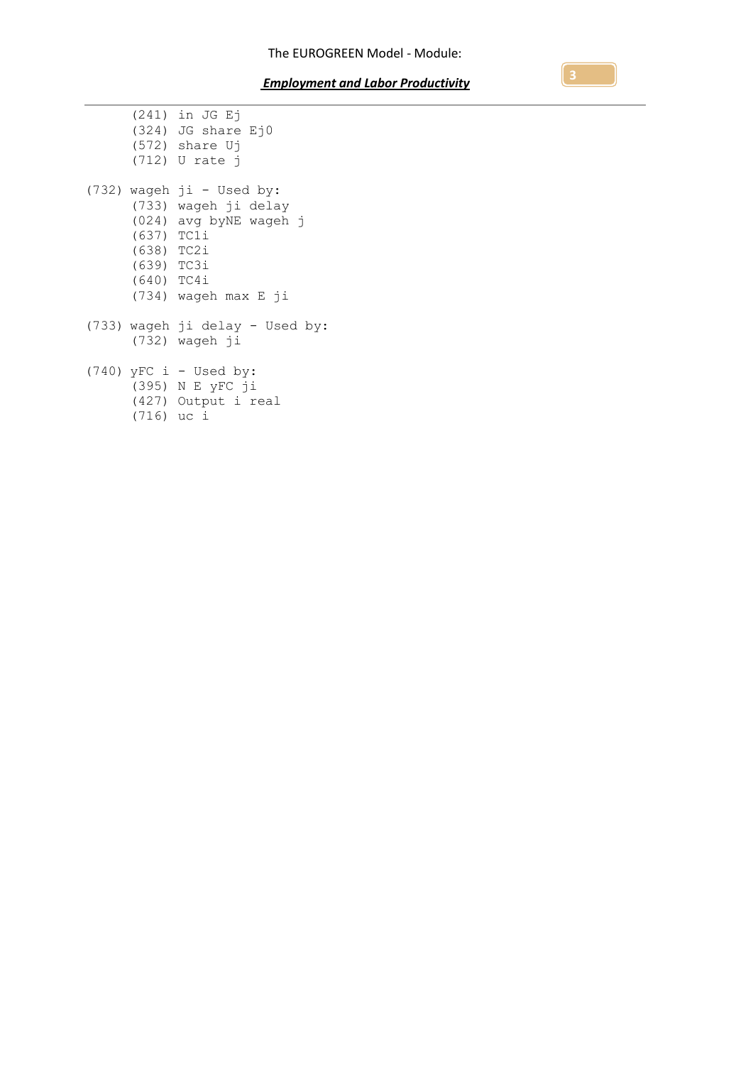```
      (241) in JG Ej
      (324) JG share Ej0
      (572) share Uj
      (712) U rate j

(732) wageh ji - Used by:
      (733) wageh ji delay
      (024) avg byNE wageh j
      (637) TC1i
      (638) TC2i
      (639) TC3i
      (640) TC4i
      (734) wageh max E ji

(733) wageh ji delay - Used by:
      (732) wageh ji

(740) yFC i - Used by:
      (395) N E yFC ji
      (427) Output i real
      (716) uc i
```